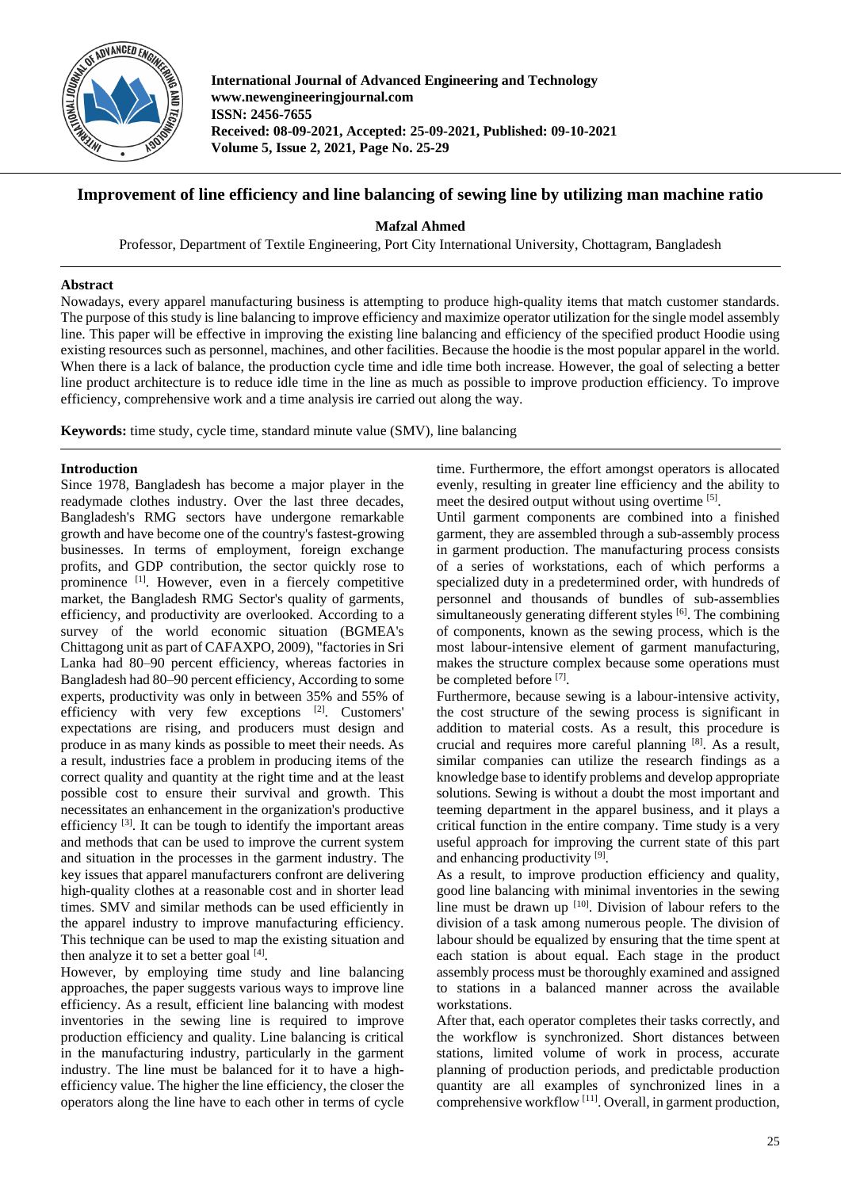# Improvement of line efficiency and line balancing of sewing line by utilizing man machine ratio

**Mafzal Ahmed**

Professor, Department of Textile Engineering, Port City International University, Chottagram, Bangladesh

## Abstract

Nowadays, every apparel manufacturing business is attempting to produce high-quality items that match customer standards. The purpose of this study is line balancing to improve efficiency and maximize operator utilization for the single model assembly line. This paper will be effective in improving the existing line balancing and efficiency of the specified product Hoodie using existing resources such as personnel, machines, and other facilities. Because the hoodie is the most popular apparel in the world. When there is a lack of balance, the production cycle time and idle time both increase. However, the goal of selecting a better line product architecture is to reduce idle time in the line as much as possible to improve production efficiency. To improve efficiency, comprehensive work and a time analysis ire carried out along the way.

**Keywords:** time study, cycle time, standard minute value (SMV), line balancing

## Introduction

Since 1978, Bangladesh has become a major player in the readymade clothes industry. Over the last three decades, Bangladesh's RMG sectors have undergone remarkable growth and have become one of the country's fastest-growing businesses. In terms of employment, foreign exchange profits, and GDP contribution, the sector quickly rose to prominence [1]. However, even in a fiercely competitive market, the Bangladesh RMG Sector's quality of garments, efficiency, and productivity are overlooked. According to a survey of the world economic situation (BGMEA's Chittagong unit as part of CAFAXPO, 2009), "factories in Sri Lanka had 80–90 percent efficiency, whereas factories in Bangladesh had 80–90 percent efficiency, According to some experts, productivity was only in between 35% and 55% of efficiency with very few exceptions [2]. Customers' expectations are rising, and producers must design and produce in as many kinds as possible to meet their needs. As a result, industries face a problem in producing items of the correct quality and quantity at the right time and at the least possible cost to ensure their survival and growth. This necessitates an enhancement in the organization's productive efficiency [3]. It can be tough to identify the important areas and methods that can be used to improve the current system and situation in the processes in the garment industry. The key issues that apparel manufacturers confront are delivering high-quality clothes at a reasonable cost and in shorter lead times. SMV and similar methods can be used efficiently in the apparel industry to improve manufacturing efficiency. This technique can be used to map the existing situation and then analyze it to set a better goal [4].

However, by employing time study and line balancing approaches, the paper suggests various ways to improve line efficiency. As a result, efficient line balancing with modest inventories in the sewing line is required to improve production efficiency and quality. Line balancing is critical in the manufacturing industry, particularly in the garment industry. The line must be balanced for it to have a high-efficiency value. The higher the line efficiency, the closer the operators along the line have to each other in terms of cycle time. Furthermore, the effort amongst operators is allocated evenly, resulting in greater line efficiency and the ability to meet the desired output without using overtime [5].

Until garment components are combined into a finished garment, they are assembled through a sub-assembly process in garment production. The manufacturing process consists of a series of workstations, each of which performs a specialized duty in a predetermined order, with hundreds of personnel and thousands of bundles of sub-assemblies simultaneously generating different styles [6]. The combining of components, known as the sewing process, which is the most labour-intensive element of garment manufacturing, makes the structure complex because some operations must be completed before [7].

Furthermore, because sewing is a labour-intensive activity, the cost structure of the sewing process is significant in addition to material costs. As a result, this procedure is crucial and requires more careful planning [8]. As a result, similar companies can utilize the research findings as a knowledge base to identify problems and develop appropriate solutions. Sewing is without a doubt the most important and teeming department in the apparel business, and it plays a critical function in the entire company. Time study is a very useful approach for improving the current state of this part and enhancing productivity [9].

As a result, to improve production efficiency and quality, good line balancing with minimal inventories in the sewing line must be drawn up [10]. Division of labour refers to the division of a task among numerous people. The division of labour should be predetermined by ensuring that the time spent at each station is about equal. Each stage in the product assembly process must be thoroughly examined and assigned to stations in a balanced manner across the available workstations.

After that, each operator completes their tasks correctly, and the workflow is synchronized. Short distances between stations, limited volume of work in process, accurate planning of production periods, and predictable production quantity are all examples of synchronized lines in a comprehensive workflow [11]. Overall, in garment production,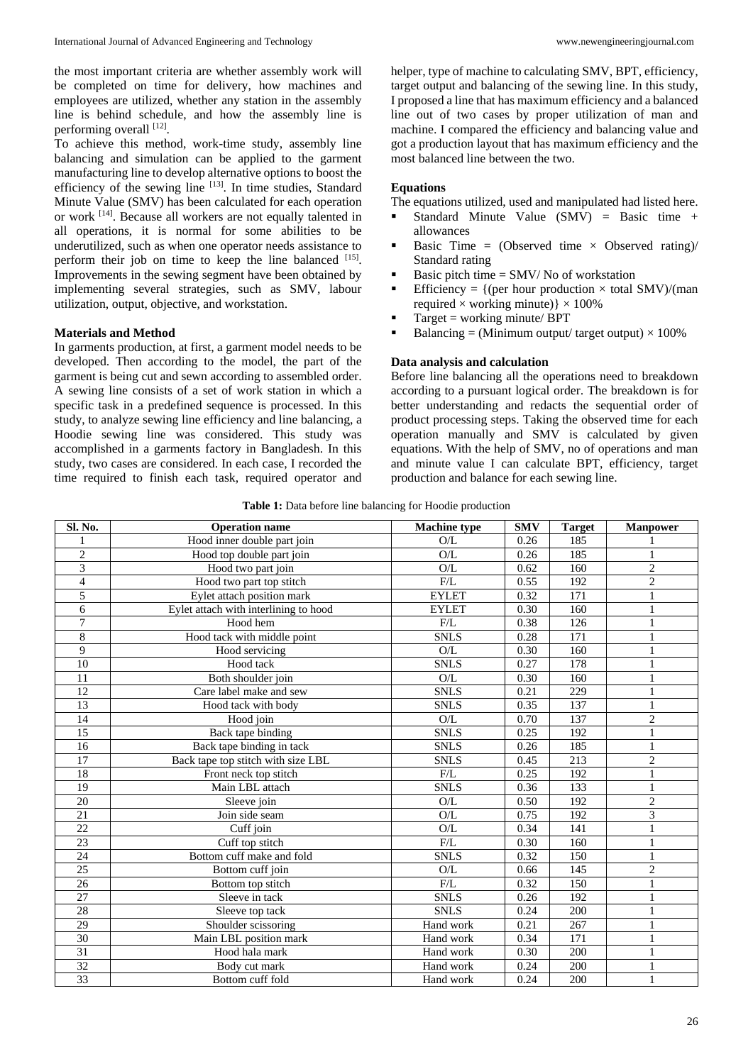the most important criteria are whether assembly work will be completed on time for delivery, how machines and employees are utilized, whether any station in the assembly line is behind schedule, and how the assembly line is performing overall [12].

To achieve this method, work-time study, assembly line balancing and simulation can be applied to the garment manufacturing line to develop alternative options to boost the efficiency of the sewing line [13]. In time studies, Standard Minute Value (SMV) has been calculated for each operation or work [14]. Because all workers are not equally talented in all operations, it is normal for some abilities to be underutilized, such as when one operator needs assistance to perform their job on time to keep the line balanced [15]. Improvements in the sewing segment have been obtained by implementing several strategies, such as SMV, labour utilization, output, objective, and workstation.

### Materials and Method

In garments production, at first, a garment model needs to be developed. Then according to the model, the part of the garment is being cut and sewn according to assembled order. A sewing line consists of a set of work station in which a specific task in a predefined sequence is processed. In this study, to analyze sewing line efficiency and line balancing, a Hoodie sewing line was considered. This study was accomplished in a garments factory in Bangladesh. In this study, two cases are considered. In each case, I recorded the time required to finish each task, required operator and helper, type of machine to calculating SMV, BPT, efficiency, target output and balancing of the sewing line. In this study, I proposed a line that has maximum efficiency and a balanced line out of two cases by proper utilization of man and machine. I compared the efficiency and balancing value and got a production layout that has maximum efficiency and the most balanced line between the two.

### Equations

The equations utilized, used and manipulated had listed here.

- Standard Minute Value (SMV) = Basic time + allowances
- Basic Time = (Observed time × Observed rating)/ Standard rating
- Basic pitch time = SMV/ No of workstation
- Efficiency = {(per hour production × total SMV)/(man required × working minute)} × 100%
- Target = working minute/ BPT
- Balancing = (Minimum output/ target output) × 100%

### Data analysis and calculation

Before line balancing all the operations need to breakdown according to a pursuant logical order. The breakdown is for better understanding and redacts the sequential order of product processing steps. Taking the observed time for each operation manually and SMV is calculated by given equations. With the help of SMV, no of operations and man and minute value I can calculate BPT, efficiency, target production and balance for each sewing line.

**Table 1:** Data before line balancing for Hoodie production

| Sl. No. | Operation name | Machine type | SMV | Target | Manpower |
|---|---|---|---|---|---|
| 1 | Hood inner double part join | O/L | 0.26 | 185 | 1 |
| 2 | Hood top double part join | O/L | 0.26 | 185 | 1 |
| 3 | Hood two part join | O/L | 0.62 | 160 | 2 |
| 4 | Hood two part top stitch | F/L | 0.55 | 192 | 2 |
| 5 | Eylet attach position mark | EYLET | 0.32 | 171 | 1 |
| 6 | Eylet attach with interlining to hood | EYLET | 0.30 | 160 | 1 |
| 7 | Hood hem | F/L | 0.38 | 126 | 1 |
| 8 | Hood tack with middle point | SNLS | 0.28 | 171 | 1 |
| 9 | Hood servicing | O/L | 0.30 | 160 | 1 |
| 10 | Hood tack | SNLS | 0.27 | 178 | 1 |
| 11 | Both shoulder join | O/L | 0.30 | 160 | 1 |
| 12 | Care label make and sew | SNLS | 0.21 | 229 | 1 |
| 13 | Hood tack with body | SNLS | 0.35 | 137 | 1 |
| 14 | Hood join | O/L | 0.70 | 137 | 2 |
| 15 | Back tape binding | SNLS | 0.25 | 192 | 1 |
| 16 | Back tape binding in tack | SNLS | 0.26 | 185 | 1 |
| 17 | Back tape top stitch with size LBL | SNLS | 0.45 | 213 | 2 |
| 18 | Front neck top stitch | F/L | 0.25 | 192 | 1 |
| 19 | Main LBL attach | SNLS | 0.36 | 133 | 1 |
| 20 | Sleeve join | O/L | 0.50 | 192 | 2 |
| 21 | Join side seam | O/L | 0.75 | 192 | 3 |
| 22 | Cuff join | O/L | 0.34 | 141 | 1 |
| 23 | Cuff top stitch | F/L | 0.30 | 160 | 1 |
| 24 | Bottom cuff make and fold | SNLS | 0.32 | 150 | 1 |
| 25 | Bottom cuff join | O/L | 0.66 | 145 | 2 |
| 26 | Bottom top stitch | F/L | 0.32 | 150 | 1 |
| 27 | Sleeve in tack | SNLS | 0.26 | 192 | 1 |
| 28 | Sleeve top tack | SNLS | 0.24 | 200 | 1 |
| 29 | Shoulder scissoring | Hand work | 0.21 | 267 | 1 |
| 30 | Main LBL position mark | Hand work | 0.34 | 171 | 1 |
| 31 | Hood hala mark | Hand work | 0.30 | 200 | 1 |
| 32 | Body cut mark | Hand work | 0.24 | 200 | 1 |
| 33 | Bottom cuff fold | Hand work | 0.24 | 200 | 1 |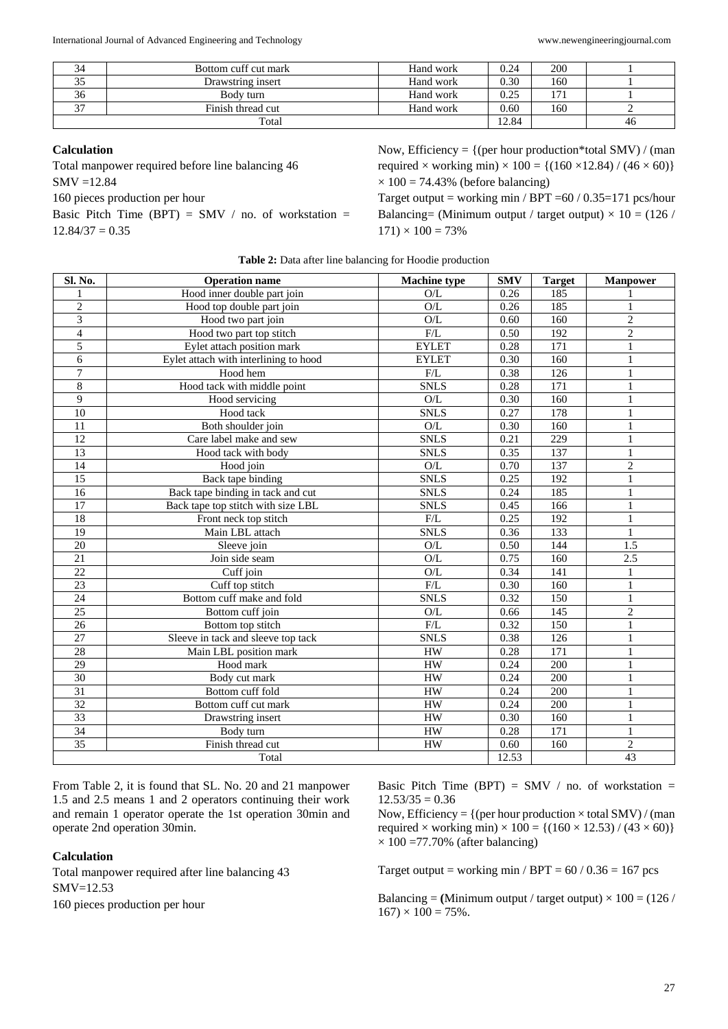| 34 | Bottom cuff cut mark | Hand work | 0.24 | 200 | 1 |
|---|---|---|---|---|---|
| 35 | Drawstring insert | Hand work | 0.30 | 160 | 1 |
| 36 | Body turn | Hand work | 0.25 | 171 | 1 |
| 37 | Finish thread cut | Hand work | 0.60 | 160 | 2 |
| Total | | | 12.84 | | 46 |

**Calculation**

Total manpower required before line balancing 46

SMV =12.84

160 pieces production per hour

Basic Pitch Time (BPT) = SMV / no. of workstation = 12.84/37 = 0.35

Now, Efficiency = {(per hour production*total SMV) / (man required × working min) × 100 = {(160 ×12.84) / (46 × 60)} × 100 = 74.43% (before balancing)

Target output = working min / BPT =60 / 0.35=171 pcs/hour

Balancing= (Minimum output / target output) × 10 = (126 / 171) × 100 = 73%

**Table 2:** Data after line balancing for Hoodie production

| Sl. No. | Operation name | Machine type | SMV | Target | Manpower |
|---|---|---|---|---|---|
| 1 | Hood inner double part join | O/L | 0.26 | 185 | 1 |
| 2 | Hood top double part join | O/L | 0.26 | 185 | 1 |
| 3 | Hood two part join | O/L | 0.60 | 160 | 2 |
| 4 | Hood two part top stitch | F/L | 0.50 | 192 | 2 |
| 5 | Eylet attach position mark | EYLET | 0.28 | 171 | 1 |
| 6 | Eylet attach with interlining to hood | EYLET | 0.30 | 160 | 1 |
| 7 | Hood hem | F/L | 0.38 | 126 | 1 |
| 8 | Hood tack with middle point | SNLS | 0.28 | 171 | 1 |
| 9 | Hood servicing | O/L | 0.30 | 160 | 1 |
| 10 | Hood tack | SNLS | 0.27 | 178 | 1 |
| 11 | Both shoulder join | O/L | 0.30 | 160 | 1 |
| 12 | Care label make and sew | SNLS | 0.21 | 229 | 1 |
| 13 | Hood tack with body | SNLS | 0.35 | 137 | 1 |
| 14 | Hood join | O/L | 0.70 | 137 | 2 |
| 15 | Back tape binding | SNLS | 0.25 | 192 | 1 |
| 16 | Back tape binding in tack and cut | SNLS | 0.24 | 185 | 1 |
| 17 | Back tape top stitch with size LBL | SNLS | 0.45 | 166 | 1 |
| 18 | Front neck top stitch | F/L | 0.25 | 192 | 1 |
| 19 | Main LBL attach | SNLS | 0.36 | 133 | 1 |
| 20 | Sleeve join | O/L | 0.50 | 144 | 1.5 |
| 21 | Join side seam | O/L | 0.75 | 160 | 2.5 |
| 22 | Cuff join | O/L | 0.34 | 141 | 1 |
| 23 | Cuff top stitch | F/L | 0.30 | 160 | 1 |
| 24 | Bottom cuff make and fold | SNLS | 0.32 | 150 | 1 |
| 25 | Bottom cuff join | O/L | 0.66 | 145 | 2 |
| 26 | Bottom top stitch | F/L | 0.32 | 150 | 1 |
| 27 | Sleeve in tack and sleeve top tack | SNLS | 0.38 | 126 | 1 |
| 28 | Main LBL position mark | HW | 0.28 | 171 | 1 |
| 29 | Hood mark | HW | 0.24 | 200 | 1 |
| 30 | Body cut mark | HW | 0.24 | 200 | 1 |
| 31 | Bottom cuff fold | HW | 0.24 | 200 | 1 |
| 32 | Bottom cuff cut mark | HW | 0.24 | 200 | 1 |
| 33 | Drawstring insert | HW | 0.30 | 160 | 1 |
| 34 | Body turn | HW | 0.28 | 171 | 1 |
| 35 | Finish thread cut | HW | 0.60 | 160 | 2 |
| Total | | | 12.53 | | 43 |

From Table 2, it is found that SL. No. 20 and 21 manpower 1.5 and 2.5 means 1 and 2 operators continuing their work and remain 1 operator operate the 1st operation 30min and operate 2nd operation 30min.

**Calculation**

Total manpower required after line balancing 43

SMV=12.53

160 pieces production per hour

Basic Pitch Time (BPT) = SMV / no. of workstation = 12.53/35 = 0.36

Now, Efficiency = {(per hour production × total SMV) / (man required × working min) × 100 = {(160 × 12.53) / (43 × 60)} × 100 =77.70% (after balancing)

Target output = working min / BPT = 60 / 0.36 = 167 pcs

Balancing = **(**Minimum output / target output) × 100 = (126 / 167) × 100 = 75%.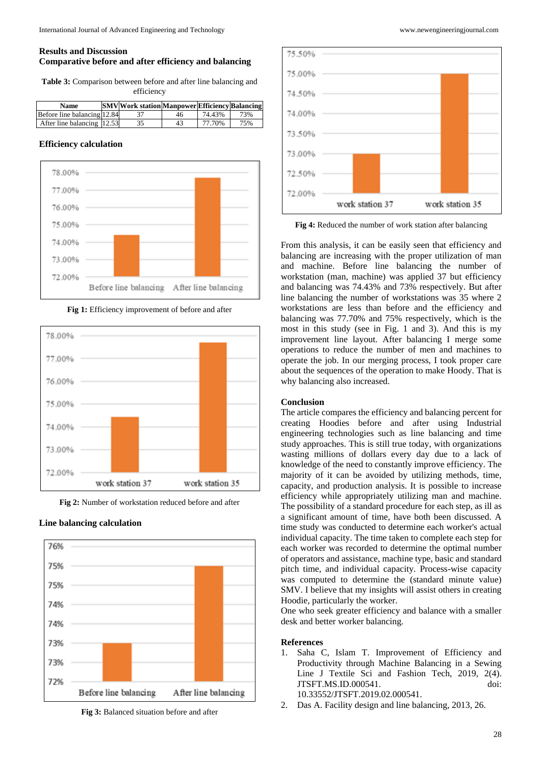## Results and Discussion

### Comparative before and after efficiency and balancing

**Table 3:** Comparison between before and after line balancing and efficiency

| Name | SMV | Work station | Manpower | Efficiency | Balancing |
|---|---|---|---|---|---|
| Before line balancing | 12.84 | 37 | 46 | 74.43% | 73% |
| After line balancing | 12.53 | 35 | 43 | 77.70% | 75% |

### Efficiency calculation

**Fig 1:** Efficiency improvement of before and after

**Fig 2:** Number of workstation reduced before and after

### Line balancing calculation

**Fig 3:** Balanced situation before and after

**Fig 4:** Reduced the number of work station after balancing

From this analysis, it can be easily seen that efficiency and balancing are increasing with the proper utilization of man and machine. Before line balancing the number of workstation (man, machine) was applied 37 but efficiency and balancing was 74.43% and 73% respectively. But after line balancing the number of workstations was 35 where 2 workstations are less than before and the efficiency and balancing was 77.70% and 75% respectively, which is the most in this study (see in Fig. 1 and 3). And this is my improvement line layout. After balancing I merge some operations to reduce the number of men and machines to operate the job. In our merging process, I took proper care about the sequences of the operation to make Hoody. That is why balancing also increased.

## Conclusion

The article compares the efficiency and balancing percent for creating Hoodies before and after using Industrial engineering technologies such as line balancing and time study approaches. This is still true today, with organizations wasting millions of dollars every day due to a lack of knowledge of the need to constantly improve efficiency. The majority of it can be avoided by utilizing methods, time, capacity, and production analysis. It is possible to increase efficiency while appropriately utilizing man and machine. The possibility of a standard procedure for each step, as ill as a significant amount of time, have both been discussed. A time study was conducted to determine each worker's actual individual capacity. The time taken to complete each step for each worker was recorded to determine the optimal number of operators and assistance, machine type, basic and standard pitch time, and individual capacity. Process-wise capacity was computed to determine the (standard minute value) SMV. I believe that my insights will assist others in creating Hoodie, particularly the worker.

One who seek greater efficiency and balance with a smaller desk and better worker balancing.

## References

1. Saha C, Islam T. Improvement of Efficiency and Productivity through Machine Balancing in a Sewing Line J Textile Sci and Fashion Tech, 2019, 2(4). JTSFT.MS.ID.000541. doi: 10.33552/JTSFT.2019.02.000541.
2. Das A. Facility design and line balancing, 2013, 26.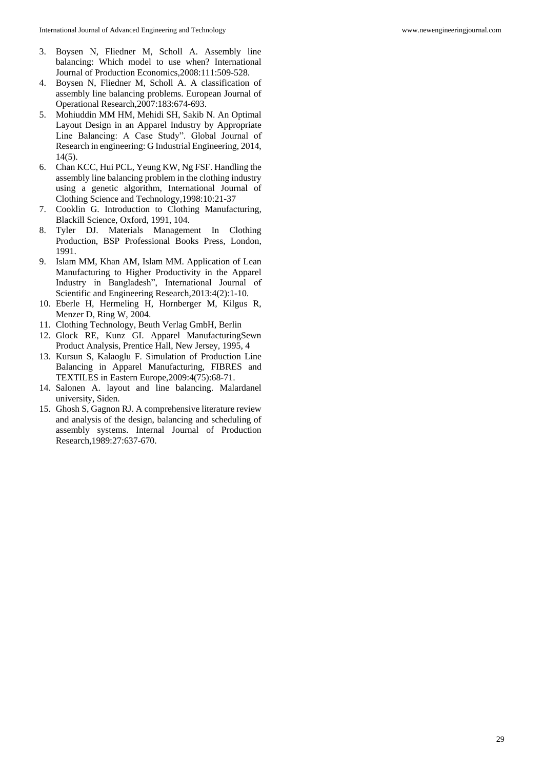3. Boysen N, Fliedner M, Scholl A. Assembly line balancing: Which model to use when? International Journal of Production Economics,2008:111:509-528.
4. Boysen N, Fliedner M, Scholl A. A classification of assembly line balancing problems. European Journal of Operational Research,2007:183:674-693.
5. Mohiuddin MM HM, Mehidi SH, Sakib N. An Optimal Layout Design in an Apparel Industry by Appropriate Line Balancing: A Case Study". Global Journal of Research in engineering: G Industrial Engineering, 2014, 14(5).
6. Chan KCC, Hui PCL, Yeung KW, Ng FSF. Handling the assembly line balancing problem in the clothing industry using a genetic algorithm, International Journal of Clothing Science and Technology,1998:10:21-37
7. Cooklin G. Introduction to Clothing Manufacturing, Blackill Science, Oxford, 1991, 104.
8. Tyler DJ. Materials Management In Clothing Production, BSP Professional Books Press, London, 1991.
9. Islam MM, Khan AM, Islam MM. Application of Lean Manufacturing to Higher Productivity in the Apparel Industry in Bangladesh", International Journal of Scientific and Engineering Research,2013:4(2):1-10.
10. Eberle H, Hermeling H, Hornberger M, Kilgus R, Menzer D, Ring W, 2004.
11. Clothing Technology, Beuth Verlag GmbH, Berlin
12. Glock RE, Kunz GI. Apparel ManufacturingSewn Product Analysis, Prentice Hall, New Jersey, 1995, 4
13. Kursun S, Kalaoglu F. Simulation of Production Line Balancing in Apparel Manufacturing, FIBRES and TEXTILES in Eastern Europe,2009:4(75):68-71.
14. Salonen A. layout and line balancing. Malardanel university, Siden.
15. Ghosh S, Gagnon RJ. A comprehensive literature review and analysis of the design, balancing and scheduling of assembly systems. Internal Journal of Production Research,1989:27:637-670.